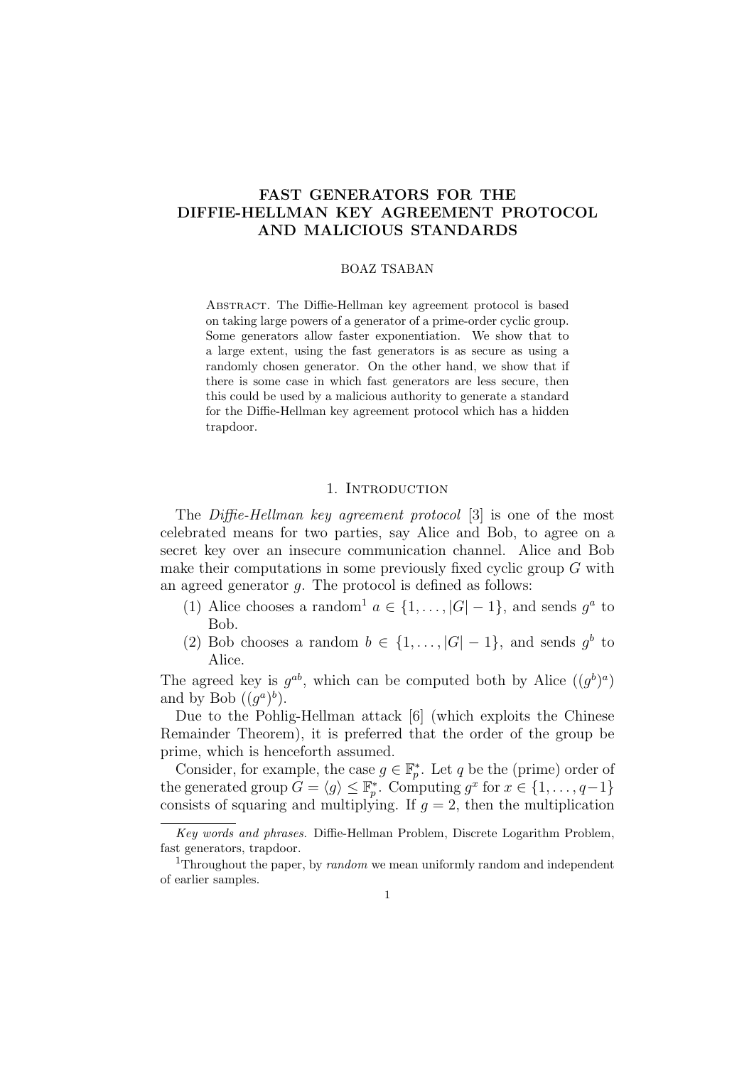# FAST GENERATORS FOR THE DIFFIE-HELLMAN KEY AGREEMENT PROTOCOL AND MALICIOUS STANDARDS

BOAZ TSABAN

Abstract. The Diffie-Hellman key agreement protocol is based on taking large powers of a generator of a prime-order cyclic group. Some generators allow faster exponentiation. We show that to a large extent, using the fast generators is as secure as using a randomly chosen generator. On the other hand, we show that if there is some case in which fast generators are less secure, then this could be used by a malicious authority to generate a standard for the Diffie-Hellman key agreement protocol which has a hidden trapdoor.

## 1. Introduction

The *Diffie-Hellman key agreement protocol* [3] is one of the most celebrated means for two parties, say Alice and Bob, to agree on a secret key over an insecure communication channel. Alice and Bob make their computations in some previously fixed cyclic group $G$ with an agreed generator $g$. The protocol is defined as follows:

1. Alice chooses a random[1] $a \in \{1, \ldots, |G| - 1\}$, and sends $g^a$ to Bob.
2. Bob chooses a random $b \in \{1, \ldots, |G| - 1\}$, and sends $g^b$ to Alice.

The agreed key is $g^{ab}$, which can be computed both by Alice ($(g^b)^a$) and by Bob ($(g^a)^b$).

Due to the Pohlig-Hellman attack [6] (which exploits the Chinese Remainder Theorem), it is preferred that the order of the group be prime, which is henceforth assumed.

Consider, for example, the case $g \in \mathbb{F}_p^*$. Let $q$ be the (prime) order of the generated group $G = \langle g \rangle \leq \mathbb{F}_p^*$. Computing $g^x$ for $x \in \{1, \ldots, q-1\}$ consists of squaring and multiplying. If $g = 2$, then the multiplication

---

*Key words and phrases.* Diffie-Hellman Problem, Discrete Logarithm Problem, fast generators, trapdoor.

[1] Throughout the paper, by *random* we mean uniformly random and independent of earlier samples.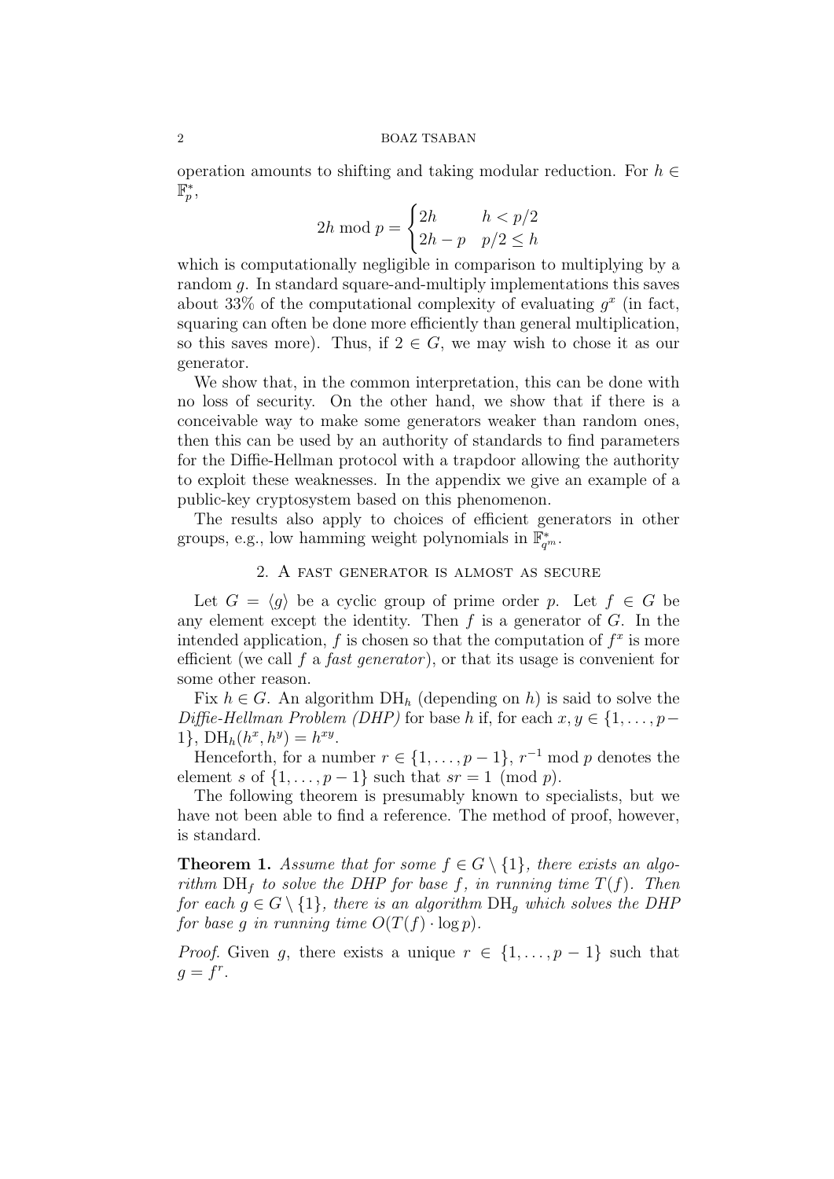operation amounts to shifting and taking modular reduction. For $h \in \mathbb{F}_p^*$,

$$2h \bmod p = \begin{cases} 2h & h < p/2 \\ 2h - p & p/2 \leq h \end{cases}$$

which is computationally negligible in comparison to multiplying by a random $g$. In standard square-and-multiply implementations this saves about 33% of the computational complexity of evaluating $g^x$ (in fact, squaring can often be done more efficiently than general multiplication, so this saves more). Thus, if $2 \in G$, we may wish to chose it as our generator.

We show that, in the common interpretation, this can be done with no loss of security. On the other hand, we show that if there is a conceivable way to make some generators weaker than random ones, then this can be used by an authority of standards to find parameters for the Diffie-Hellman protocol with a trapdoor allowing the authority to exploit these weaknesses. In the appendix we give an example of a public-key cryptosystem based on this phenomenon.

The results also apply to choices of efficient generators in other groups, e.g., low hamming weight polynomials in $\mathbb{F}_{q^m}^*$.

## 2. A fast generator is almost as secure

Let $G = \langle g \rangle$ be a cyclic group of prime order $p$. Let $f \in G$ be any element except the identity. Then $f$ is a generator of $G$. In the intended application, $f$ is chosen so that the computation of $f^x$ is more efficient (we call $f$ a *fast generator*), or that its usage is convenient for some other reason.

Fix $h \in G$. An algorithm $\mathrm{DH}_h$ (depending on $h$) is said to solve the *Diffie-Hellman Problem (DHP)* for base $h$ if, for each $x, y \in \{1, \dots, p-1\}$, $\mathrm{DH}_h(h^x, h^y) = h^{xy}$.

Henceforth, for a number $r \in \{1, \dots, p-1\}$, $r^{-1} \bmod p$ denotes the element $s$ of $\{1, \dots, p-1\}$ such that $sr = 1 \pmod{p}$.

The following theorem is presumably known to specialists, but we have not been able to find a reference. The method of proof, however, is standard.

**Theorem 1.** *Assume that for some $f \in G \setminus \{1\}$, there exists an algorithm $\mathrm{DH}_f$ to solve the DHP for base $f$, in running time $T(f)$. Then for each $g \in G \setminus \{1\}$, there is an algorithm $\mathrm{DH}_g$ which solves the DHP for base $g$ in running time $O(T(f) \cdot \log p)$.*

*Proof.* Given $g$, there exists a unique $r \in \{1, \dots, p-1\}$ such that $g = f^r$.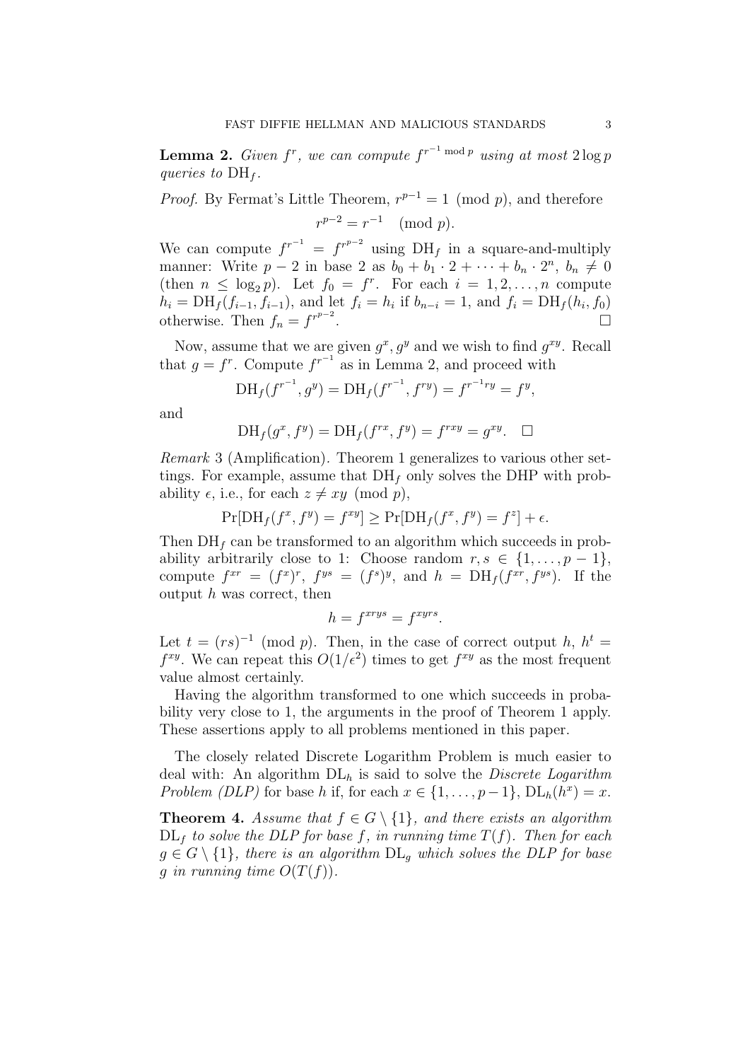**Lemma 2.** *Given $f^r$, we can compute $f^{r^{-1} \bmod p}$ using at most $2\log p$ queries to $\mathrm{DH}_f$.*

*Proof.* By Fermat's Little Theorem, $r^{p-1} = 1 \pmod{p}$, and therefore

$$r^{p-2} = r^{-1} \pmod{p}.$$

We can compute $f^{r^{-1}} = f^{r^{p-2}}$ using $\mathrm{DH}_f$ in a square-and-multiply manner: Write $p-2$ in base 2 as $b_0 + b_1 \cdot 2 + \cdots + b_n \cdot 2^n$, $b_n \neq 0$ (then $n \leq \log_2 p$). Let $f_0 = f^r$. For each $i = 1, 2, \ldots, n$ compute $h_i = \mathrm{DH}_f(f_{i-1}, f_{i-1})$, and let $f_i = h_i$ if $b_{n-i} = 1$, and $f_i = \mathrm{DH}_f(h_i, f_0)$ otherwise. Then $f_n = f^{r^{p-2}}$. □

Now, assume that we are given $g^x, g^y$ and we wish to find $g^{xy}$. Recall that $g = f^r$. Compute $f^{r^{-1}}$ as in Lemma 2, and proceed with

$$\mathrm{DH}_f(f^{r^{-1}}, g^y) = \mathrm{DH}_f(f^{r^{-1}}, f^{ry}) = f^{r^{-1}ry} = f^y,$$

and

$$\mathrm{DH}_f(g^x, f^y) = \mathrm{DH}_f(f^{rx}, f^y) = f^{rxy} = g^{xy}. \quad \square$$

*Remark* 3 (Amplification). Theorem 1 generalizes to various other settings. For example, assume that $\mathrm{DH}_f$ only solves the DHP with probability $\epsilon$, i.e., for each $z \neq xy \pmod{p}$,

$$\Pr[\mathrm{DH}_f(f^x, f^y) = f^{xy}] \geq \Pr[\mathrm{DH}_f(f^x, f^y) = f^z] + \epsilon.$$

Then $\mathrm{DH}_f$ can be transformed to an algorithm which succeeds in probability arbitrarily close to 1: Choose random $r, s \in \{1, \ldots, p-1\}$, compute $f^{xr} = (f^x)^r$, $f^{ys} = (f^s)^y$, and $h = \mathrm{DH}_f(f^{xr}, f^{ys})$. If the output $h$ was correct, then

$$h = f^{xrys} = f^{xyrs}.$$

Let $t = (rs)^{-1} \pmod{p}$. Then, in the case of correct output $h$, $h^t = f^{xy}$. We can repeat this $O(1/\epsilon^2)$ times to get $f^{xy}$ as the most frequent value almost certainly.

Having the algorithm transformed to one which succeeds in probability very close to 1, the arguments in the proof of Theorem 1 apply. These assertions apply to all problems mentioned in this paper.

The closely related Discrete Logarithm Problem is much easier to deal with: An algorithm $\mathrm{DL}_h$ is said to solve the *Discrete Logarithm Problem (DLP)* for base $h$ if, for each $x \in \{1, \ldots, p-1\}$, $\mathrm{DL}_h(h^x) = x$.

**Theorem 4.** *Assume that $f \in G \setminus \{1\}$, and there exists an algorithm $\mathrm{DL}_f$ to solve the DLP for base $f$, in running time $T(f)$. Then for each $g \in G \setminus \{1\}$, there is an algorithm $\mathrm{DL}_g$ which solves the DLP for base $g$ in running time $O(T(f))$.*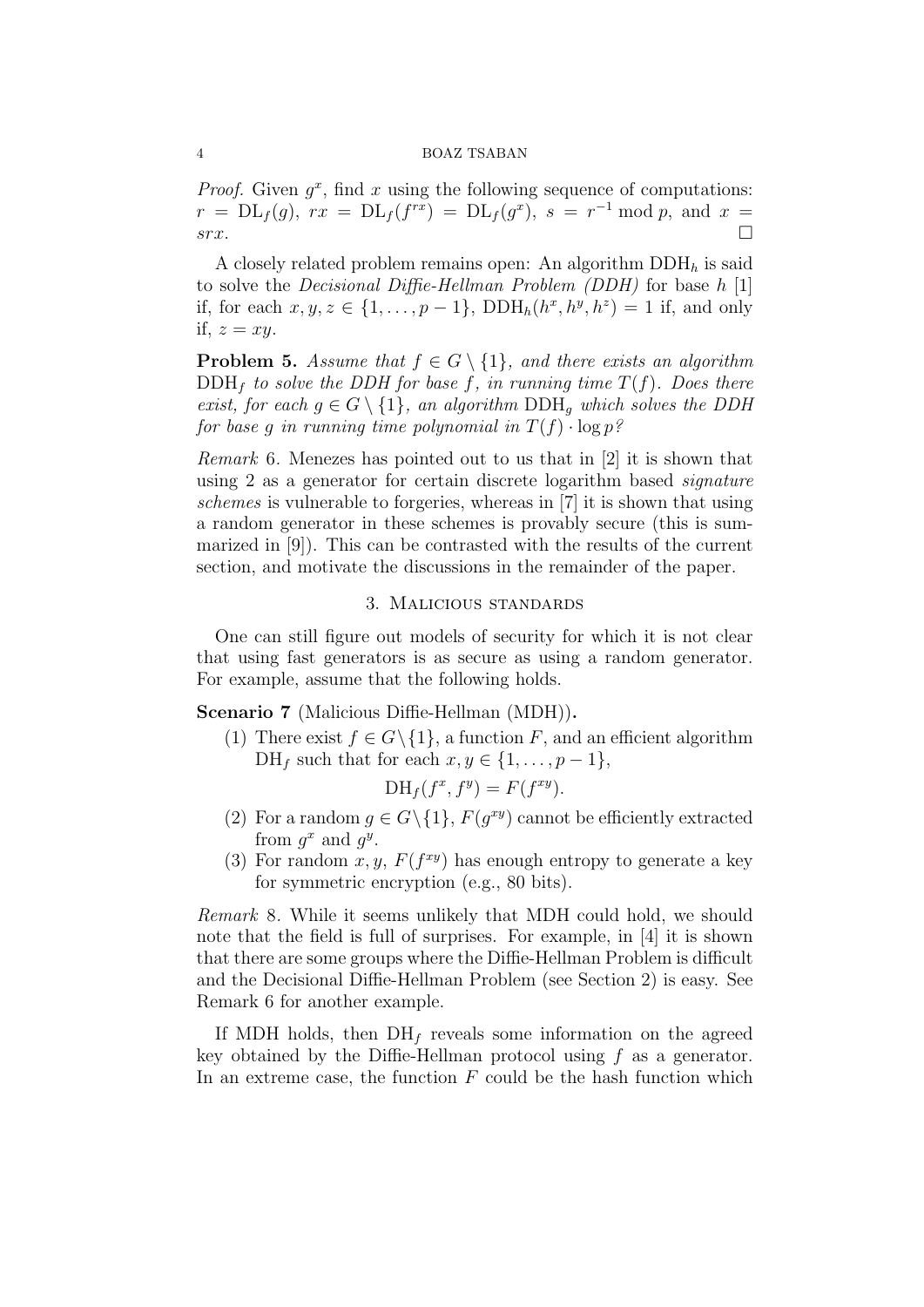*Proof.* Given $g^x$, find $x$ using the following sequence of computations: $r = \mathrm{DL}_f(g)$, $rx = \mathrm{DL}_f(f^{rx}) = \mathrm{DL}_f(g^x)$, $s = r^{-1} \bmod p$, and $x = srx$. □

A closely related problem remains open: An algorithm $\mathrm{DDH}_h$ is said to solve the *Decisional Diffie-Hellman Problem (DDH)* for base $h$ [1] if, for each $x, y, z \in \{1, \dots, p-1\}$, $\mathrm{DDH}_h(h^x, h^y, h^z) = 1$ if, and only if, $z = xy$.

**Problem 5.** *Assume that $f \in G \setminus \{1\}$, and there exists an algorithm $\mathrm{DDH}_f$ to solve the DDH for base $f$, in running time $T(f)$. Does there exist, for each $g \in G \setminus \{1\}$, an algorithm $\mathrm{DDH}_g$ which solves the DDH for base $g$ in running time polynomial in $T(f) \cdot \log p$?*

*Remark* 6. Menezes has pointed out to us that in [2] it is shown that using 2 as a generator for certain discrete logarithm based *signature schemes* is vulnerable to forgeries, whereas in [7] it is shown that using a random generator in these schemes is provably secure (this is summarized in [9]). This can be contrasted with the results of the current section, and motivate the discussions in the remainder of the paper.

## 3. Malicious standards

One can still figure out models of security for which it is not clear that using fast generators is as secure as using a random generator. For example, assume that the following holds.

**Scenario 7** (Malicious Diffie-Hellman (MDH))**.**

(1) There exist $f \in G \setminus \{1\}$, a function $F$, and an efficient algorithm $\mathrm{DH}_f$ such that for each $x, y \in \{1, \dots, p-1\}$,

$$\mathrm{DH}_f(f^x, f^y) = F(f^{xy}).$$

(2) For a random $g \in G \setminus \{1\}$, $F(g^{xy})$ cannot be efficiently extracted from $g^x$ and $g^y$.

(3) For random $x, y$, $F(f^{xy})$ has enough entropy to generate a key for symmetric encryption (e.g., 80 bits).

*Remark* 8. While it seems unlikely that MDH could hold, we should note that the field is full of surprises. For example, in [4] it is shown that there are some groups where the Diffie-Hellman Problem is difficult and the Decisional Diffie-Hellman Problem (see Section 2) is easy. See Remark 6 for another example.

If MDH holds, then $\mathrm{DH}_f$ reveals some information on the agreed key obtained by the Diffie-Hellman protocol using $f$ as a generator. In an extreme case, the function $F$ could be the hash function which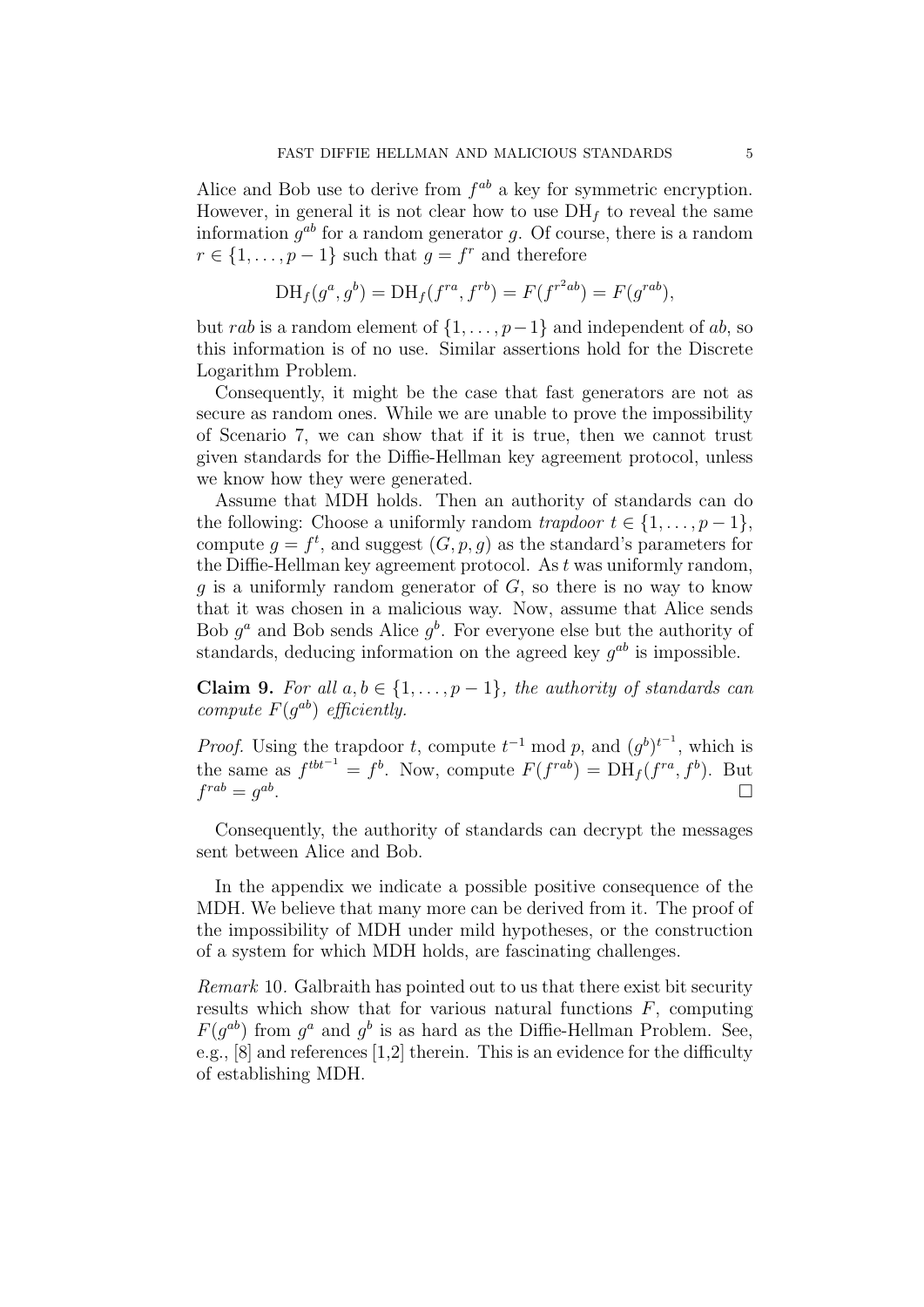Alice and Bob use to derive from $f^{ab}$ a key for symmetric encryption. However, in general it is not clear how to use $\mathrm{DH}_f$ to reveal the same information $g^{ab}$ for a random generator $g$. Of course, there is a random $r \in \{1, \dots, p-1\}$ such that $g = f^r$ and therefore

$$\mathrm{DH}_f(g^a, g^b) = \mathrm{DH}_f(f^{ra}, f^{rb}) = F(f^{r^2ab}) = F(g^{rab}),$$

but $rab$ is a random element of $\{1, \dots, p-1\}$ and independent of $ab$, so this information is of no use. Similar assertions hold for the Discrete Logarithm Problem.

Consequently, it might be the case that fast generators are not as secure as random ones. While we are unable to prove the impossibility of Scenario 7, we can show that if it is true, then we cannot trust given standards for the Diffie-Hellman key agreement protocol, unless we know how they were generated.

Assume that MDH holds. Then an authority of standards can do the following: Choose a uniformly random *trapdoor* $t \in \{1, \dots, p-1\}$, compute $g = f^t$, and suggest $(G, p, g)$ as the standard's parameters for the Diffie-Hellman key agreement protocol. As $t$ was uniformly random, $g$ is a uniformly random generator of $G$, so there is no way to know that it was chosen in a malicious way. Now, assume that Alice sends Bob $g^a$ and Bob sends Alice $g^b$. For everyone else but the authority of standards, deducing information on the agreed key $g^{ab}$ is impossible.

**Claim 9.** *For all $a, b \in \{1, \dots, p-1\}$, the authority of standards can compute $F(g^{ab})$ efficiently.*

*Proof.* Using the trapdoor $t$, compute $t^{-1} \bmod p$, and $(g^b)^{t^{-1}}$, which is the same as $f^{tbt^{-1}} = f^b$. Now, compute $F(f^{rab}) = \mathrm{DH}_f(f^{ra}, f^b)$. But $f^{rab} = g^{ab}$. $\square$

Consequently, the authority of standards can decrypt the messages sent between Alice and Bob.

In the appendix we indicate a possible positive consequence of the MDH. We believe that many more can be derived from it. The proof of the impossibility of MDH under mild hypotheses, or the construction of a system for which MDH holds, are fascinating challenges.

*Remark* 10. Galbraith has pointed out to us that there exist bit security results which show that for various natural functions $F$, computing $F(g^{ab})$ from $g^a$ and $g^b$ is as hard as the Diffie-Hellman Problem. See, e.g., [8] and references [1,2] therein. This is an evidence for the difficulty of establishing MDH.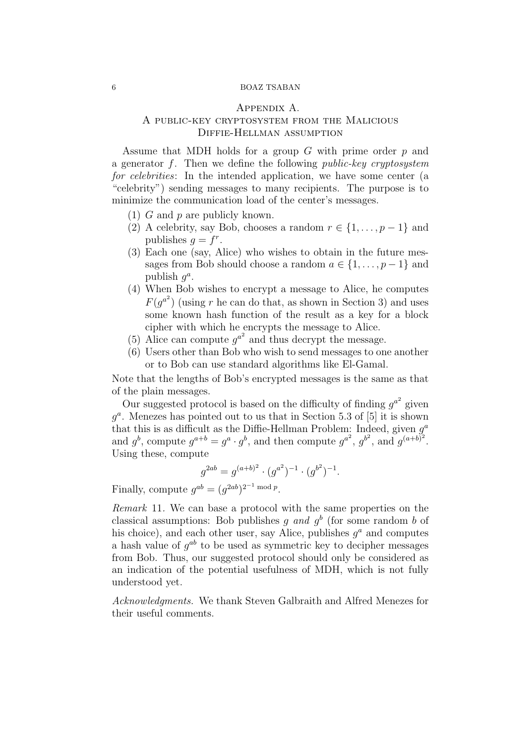## Appendix A. A public-key cryptosystem from the Malicious Diffie-Hellman assumption

Assume that MDH holds for a group $G$ with prime order $p$ and a generator $f$. Then we define the following *public-key cryptosystem for celebrities*: In the intended application, we have some center (a "celebrity") sending messages to many recipients. The purpose is to minimize the communication load of the center's messages.

1. $G$ and $p$ are publicly known.
2. A celebrity, say Bob, chooses a random $r \in \{1, \ldots, p-1\}$ and publishes $g = f^r$.
3. Each one (say, Alice) who wishes to obtain in the future messages from Bob should choose a random $a \in \{1, \ldots, p-1\}$ and publish $g^a$.
4. When Bob wishes to encrypt a message to Alice, he computes $F(g^{a^2})$ (using $r$ he can do that, as shown in Section 3) and uses some known hash function of the result as a key for a block cipher with which he encrypts the message to Alice.
5. Alice can compute $g^{a^2}$ and thus decrypt the message.
6. Users other than Bob who wish to send messages to one another or to Bob can use standard algorithms like El-Gamal.

Note that the lengths of Bob's encrypted messages is the same as that of the plain messages.

Our suggested protocol is based on the difficulty of finding $g^{a^2}$ given $g^a$. Menezes has pointed out to us that in Section 5.3 of [5] it is shown that this is as difficult as the Diffie-Hellman Problem: Indeed, given $g^a$ and $g^b$, compute $g^{a+b} = g^a \cdot g^b$, and then compute $g^{a^2}$, $g^{b^2}$, and $g^{(a+b)^2}$. Using these, compute

$$g^{2ab} = g^{(a+b)^2} \cdot (g^{a^2})^{-1} \cdot (g^{b^2})^{-1}.$$

Finally, compute $g^{ab} = (g^{2ab})^{2^{-1} \bmod p}$.

*Remark* 11. We can base a protocol with the same properties on the classical assumptions: Bob publishes $g$ *and* $g^b$ (for some random $b$ of his choice), and each other user, say Alice, publishes $g^a$ and computes a hash value of $g^{ab}$ to be used as symmetric key to decipher messages from Bob. Thus, our suggested protocol should only be considered as an indication of the potential usefulness of MDH, which is not fully understood yet.

*Acknowledgments.* We thank Steven Galbraith and Alfred Menezes for their useful comments.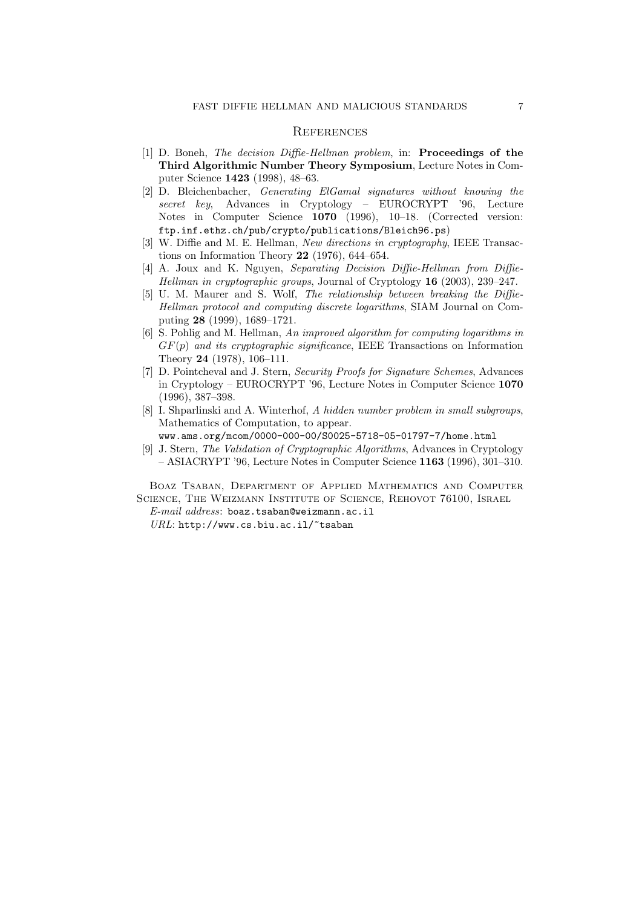## References

[1] D. Boneh, *The decision Diffie-Hellman problem*, in: **Proceedings of the Third Algorithmic Number Theory Symposium**, Lecture Notes in Computer Science **1423** (1998), 48–63.

[2] D. Bleichenbacher, *Generating ElGamal signatures without knowing the secret key*, Advances in Cryptology – EUROCRYPT '96, Lecture Notes in Computer Science **1070** (1996), 10–18. (Corrected version: `ftp.inf.ethz.ch/pub/crypto/publications/Bleich96.ps`)

[3] W. Diffie and M. E. Hellman, *New directions in cryptography*, IEEE Transactions on Information Theory **22** (1976), 644–654.

[4] A. Joux and K. Nguyen, *Separating Decision Diffie-Hellman from Diffie-Hellman in cryptographic groups*, Journal of Cryptology **16** (2003), 239–247.

[5] U. M. Maurer and S. Wolf, *The relationship between breaking the Diffie-Hellman protocol and computing discrete logarithms*, SIAM Journal on Computing **28** (1999), 1689–1721.

[6] S. Pohlig and M. Hellman, *An improved algorithm for computing logarithms in $GF(p)$ and its cryptographic significance*, IEEE Transactions on Information Theory **24** (1978), 106–111.

[7] D. Pointcheval and J. Stern, *Security Proofs for Signature Schemes*, Advances in Cryptology – EUROCRYPT '96, Lecture Notes in Computer Science **1070** (1996), 387–398.

[8] I. Shparlinski and A. Winterhof, *A hidden number problem in small subgroups*, Mathematics of Computation, to appear. `www.ams.org/mcom/0000-000-00/S0025-5718-05-01797-7/home.html`

[9] J. Stern, *The Validation of Cryptographic Algorithms*, Advances in Cryptology – ASIACRYPT '96, Lecture Notes in Computer Science **1163** (1996), 301–310.

Boaz Tsaban, Department of Applied Mathematics and Computer Science, The Weizmann Institute of Science, Rehovot 76100, Israel

*E-mail address*: `boaz.tsaban@weizmann.ac.il`

*URL*: `http://www.cs.biu.ac.il/~tsaban`